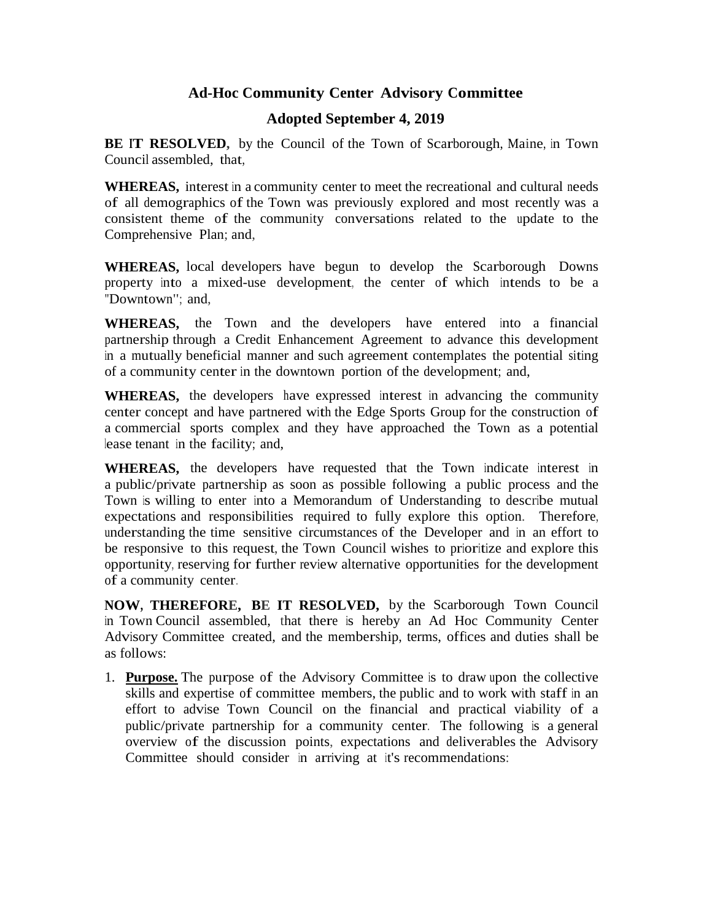## Ad-Hoc Community Center Advisory Committee

## Adopted September 4, 2019

**BE IT RESOLVED,** by the Council of the Town of Scarborough, Maine, in Town Council assembled, that,

**WHEREAS,** interest in a community center to meet the recreational and cultural needs of all demographics of the Town was previously explored and most recently was a consistent theme of the community conversations related to the update to the Comprehensive Plan; and,

**WHEREAS,** local developers have begun to develop the Scarborough Downs property into a mixed-use development, the center of which intends to be a "Downtown"; and,

**WHEREAS,** the Town and the developers have entered into a financial partnership through a Credit Enhancement Agreement to advance this development in a mutually beneficial manner and such agreement contemplates the potential siting of a community center in the downtown portion of the development; and,

**WHEREAS,** the developers have expressed interest in advancing the community center concept and have partnered with the Edge Sports Group for the construction of a commercial sports complex and they have approached the Town as a potential lease tenant in the facility; and,

**WHEREAS,** the developers have requested that the Town indicate interest in a public/private partnership as soon as possible following a public process and the Town is willing to enter into a Memorandum of Understanding to describe mutual expectations and responsibilities required to fully explore this option. Therefore, understanding the time sensitive circumstances of the Developer and in an effort to be responsive to this request, the Town Council wishes to prioritize and explore this opportunity, reserving for further review alternative opportunities for the development of a community center.

**NOW, THEREFORE, BE IT RESOLVED,** by the Scarborough Town Council in Town Council assembled, that there is hereby an Ad Hoc Community Center Advisory Committee created, and the membership, terms, offices and duties shall be as follows:

1. **<u>Purpose.</u>** The purpose of the Advisory Committee is to draw upon the collective skills and expertise of committee members, the public and to work with staff in an effort to advise Town Council on the financial and practical viability of a public/private partnership for a community center. The following is a general overview of the discussion points, expectations and deliverables the Advisory Committee should consider in arriving at it's recommendations: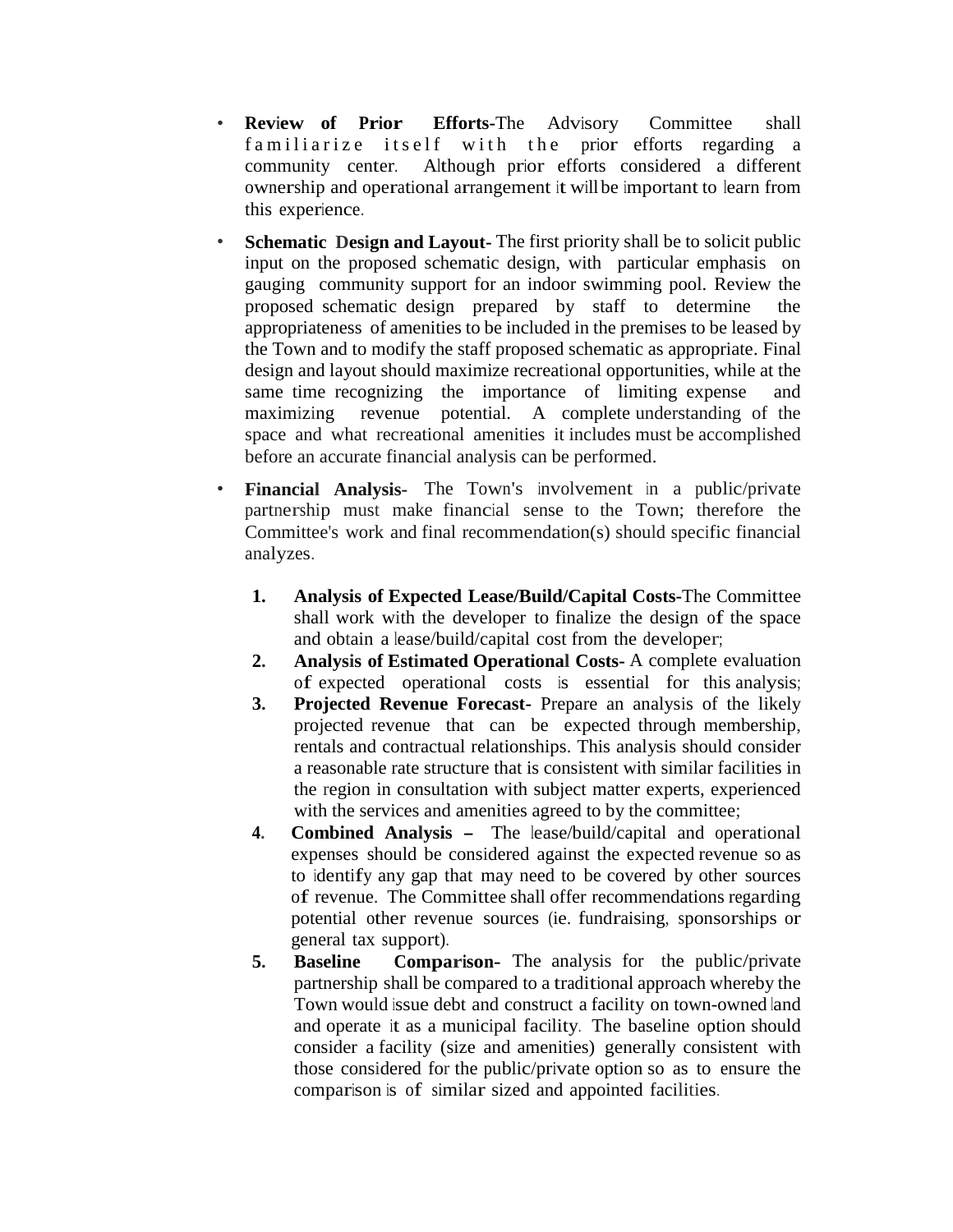- **Review of Prior Efforts**-The Advisory Committee shall familiarize itself with the prior efforts regarding a community center. Although prior efforts considered a different ownership and operational arrangement it will be important to learn from this experience.

- **Schematic Design and Layout-** The first priority shall be to solicit public input on the proposed schematic design, with particular emphasis on gauging community support for an indoor swimming pool. Review the proposed schematic design prepared by staff to determine the appropriateness of amenities to be included in the premises to be leased by the Town and to modify the staff proposed schematic as appropriate. Final design and layout should maximize recreational opportunities, while at the same time recognizing the importance of limiting expense and maximizing revenue potential. A complete understanding of the space and what recreational amenities it includes must be accomplished before an accurate financial analysis can be performed.

- **Financial Analysis-** The Town's involvement in a public/private partnership must make financial sense to the Town; therefore the Committee's work and final recommendation(s) should specific financial analyzes.

  1. **Analysis of Expected Lease/Build/Capital Costs-**The Committee shall work with the developer to finalize the design of the space and obtain a lease/build/capital cost from the developer;
  2. **Analysis of Estimated Operational Costs-** A complete evaluation of expected operational costs is essential for this analysis;
  3. **Projected Revenue Forecast-** Prepare an analysis of the likely projected revenue that can be expected through membership, rentals and contractual relationships. This analysis should consider a reasonable rate structure that is consistent with similar facilities in the region in consultation with subject matter experts, experienced with the services and amenities agreed to by the committee;
  4. **Combined Analysis –** The lease/build/capital and operational expenses should be considered against the expected revenue so as to identify any gap that may need to be covered by other sources of revenue. The Committee shall offer recommendations regarding potential other revenue sources (ie. fundraising, sponsorships or general tax support).
  5. **Baseline Comparison-** The analysis for the public/private partnership shall be compared to a traditional approach whereby the Town would issue debt and construct a facility on town-owned land and operate it as a municipal facility. The baseline option should consider a facility (size and amenities) generally consistent with those considered for the public/private option so as to ensure the comparison is of similar sized and appointed facilities.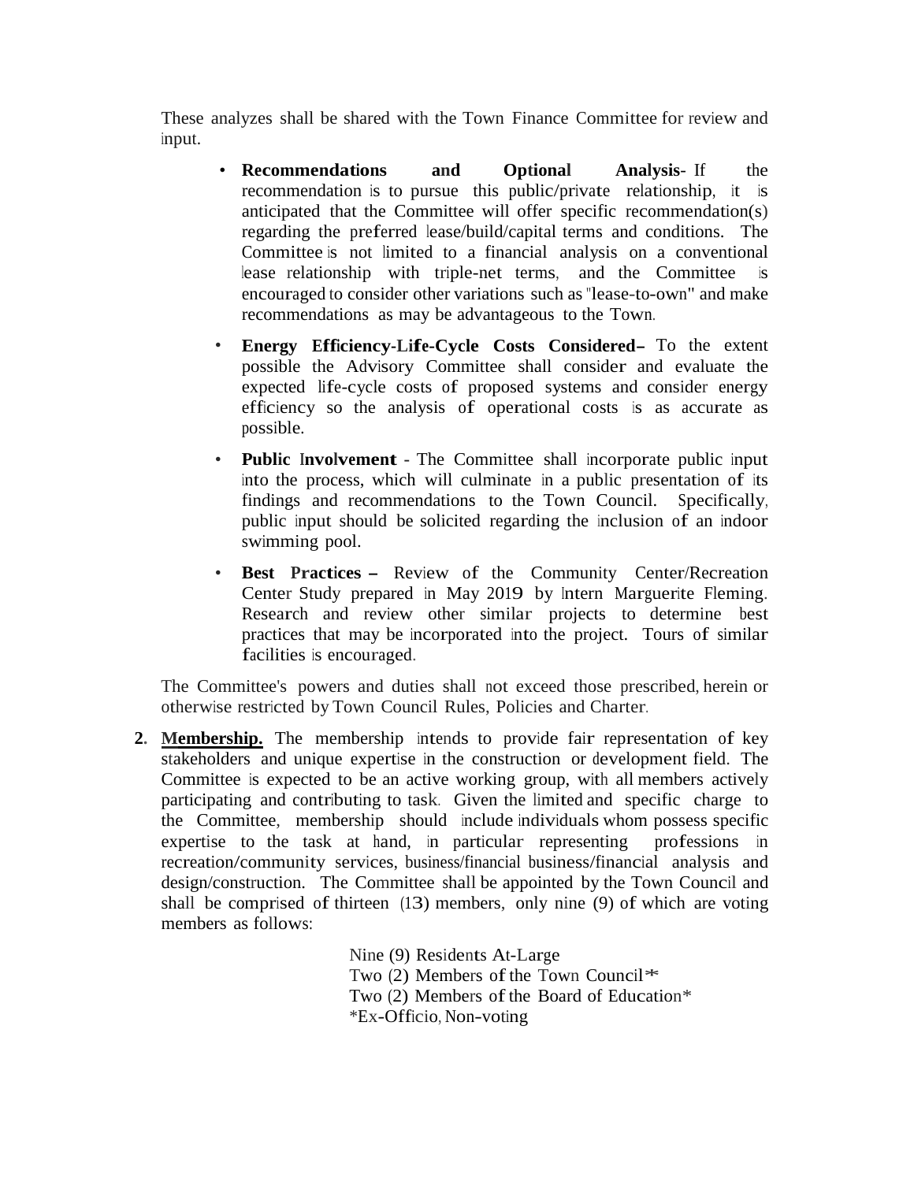These analyzes shall be shared with the Town Finance Committee for review and input.

- **Recommendations and Optional Analysis**- If the recommendation is to pursue this public/private relationship, it is anticipated that the Committee will offer specific recommendation(s) regarding the preferred lease/build/capital terms and conditions. The Committee is not limited to a financial analysis on a conventional lease relationship with triple-net terms, and the Committee is encouraged to consider other variations such as "lease-to-own" and make recommendations as may be advantageous to the Town.

- **Energy Efficiency-Life-Cycle Costs Considered–** To the extent possible the Advisory Committee shall consider and evaluate the expected life-cycle costs of proposed systems and consider energy efficiency so the analysis of operational costs is as accurate as possible.

- **Public Involvement** - The Committee shall incorporate public input into the process, which will culminate in a public presentation of its findings and recommendations to the Town Council. Specifically, public input should be solicited regarding the inclusion of an indoor swimming pool.

- **Best Practices –** Review of the Community Center/Recreation Center Study prepared in May 2019 by Intern Marguerite Fleming. Research and review other similar projects to determine best practices that may be incorporated into the project. Tours of similar facilities is encouraged.

The Committee's powers and duties shall not exceed those prescribed, herein or otherwise restricted by Town Council Rules, Policies and Charter.

2. **Membership.** The membership intends to provide fair representation of key stakeholders and unique expertise in the construction or development field. The Committee is expected to be an active working group, with all members actively participating and contributing to task. Given the limited and specific charge to the Committee, membership should include individuals whom possess specific expertise to the task at hand, in particular representing professions in recreation/community services, business/financial business/financial analysis and design/construction. The Committee shall be appointed by the Town Council and shall be comprised of thirteen (13) members, only nine (9) of which are voting members as follows:

   Nine (9) Residents At-Large
   Two (2) Members of the Town Council*
   Two (2) Members of the Board of Education*
   *Ex-Officio, Non-voting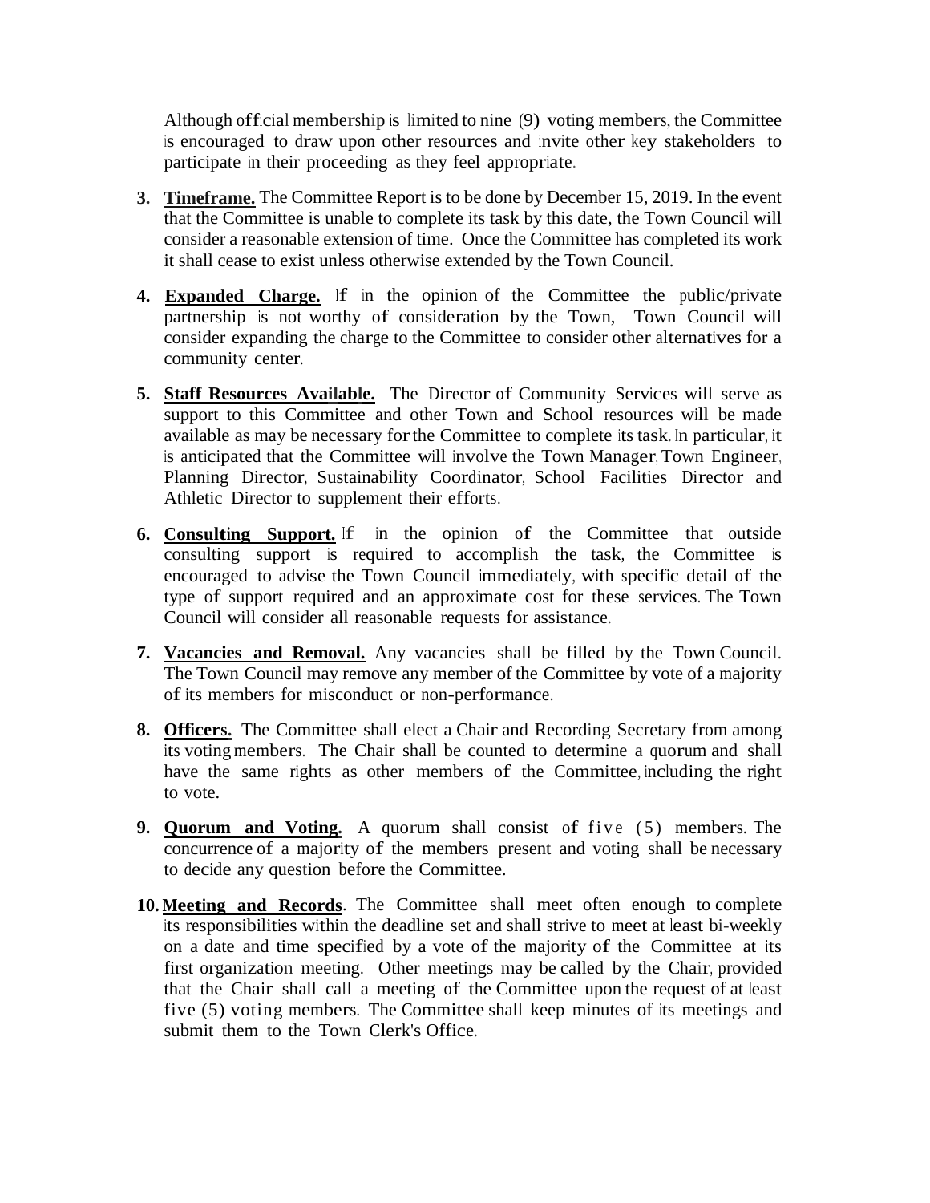Although official membership is limited to nine (9) voting members, the Committee is encouraged to draw upon other resources and invite other key stakeholders to participate in their proceeding as they feel appropriate.

3. **Timeframe.** The Committee Report is to be done by December 15, 2019. In the event that the Committee is unable to complete its task by this date, the Town Council will consider a reasonable extension of time. Once the Committee has completed its work it shall cease to exist unless otherwise extended by the Town Council.

4. **Expanded Charge.** If in the opinion of the Committee the public/private partnership is not worthy of consideration by the Town, Town Council will consider expanding the charge to the Committee to consider other alternatives for a community center.

5. **Staff Resources Available.** The Director of Community Services will serve as support to this Committee and other Town and School resources will be made available as may be necessary for the Committee to complete its task. In particular, it is anticipated that the Committee will involve the Town Manager, Town Engineer, Planning Director, Sustainability Coordinator, School Facilities Director and Athletic Director to supplement their efforts.

6. **Consulting Support.** If in the opinion of the Committee that outside consulting support is required to accomplish the task, the Committee is encouraged to advise the Town Council immediately, with specific detail of the type of support required and an approximate cost for these services. The Town Council will consider all reasonable requests for assistance.

7. **Vacancies and Removal.** Any vacancies shall be filled by the Town Council. The Town Council may remove any member of the Committee by vote of a majority of its members for misconduct or non-performance.

8. **Officers.** The Committee shall elect a Chair and Recording Secretary from among its voting members. The Chair shall be counted to determine a quorum and shall have the same rights as other members of the Committee, including the right to vote.

9. **Quorum and Voting.** A quorum shall consist of five (5) members. The concurrence of a majority of the members present and voting shall be necessary to decide any question before the Committee.

10. **Meeting and Records**. The Committee shall meet often enough to complete its responsibilities within the deadline set and shall strive to meet at least bi-weekly on a date and time specified by a vote of the majority of the Committee at its first organization meeting. Other meetings may be called by the Chair, provided that the Chair shall call a meeting of the Committee upon the request of at least five (5) voting members. The Committee shall keep minutes of its meetings and submit them to the Town Clerk's Office.